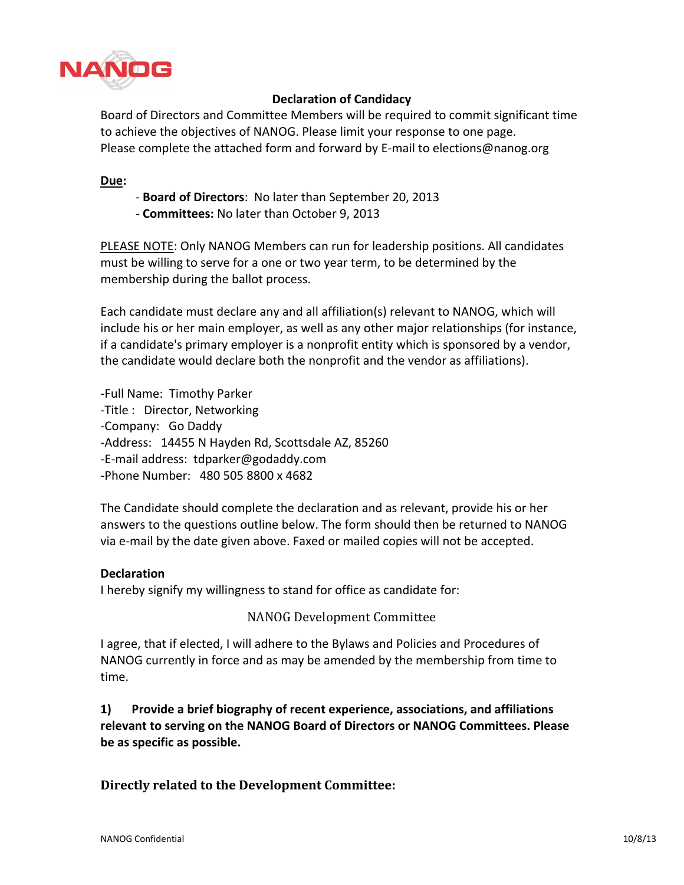## Declaration of Candidacy

Board of Directors and Committee Members will be required to commit significant time to achieve the objectives of NANOG. Please limit your response to one page.
Please complete the attached form and forward by E-mail to elections@nanog.org

**Due:**

- **Board of Directors**: No later than September 20, 2013
- **Committees:** No later than October 9, 2013

PLEASE NOTE: Only NANOG Members can run for leadership positions. All candidates must be willing to serve for a one or two year term, to be determined by the membership during the ballot process.

Each candidate must declare any and all affiliation(s) relevant to NANOG, which will include his or her main employer, as well as any other major relationships (for instance, if a candidate's primary employer is a nonprofit entity which is sponsored by a vendor, the candidate would declare both the nonprofit and the vendor as affiliations).

-Full Name: Timothy Parker
-Title : Director, Networking
-Company: Go Daddy
-Address: 14455 N Hayden Rd, Scottsdale AZ, 85260
-E-mail address: tdparker@godaddy.com
-Phone Number: 480 505 8800 x 4682

The Candidate should complete the declaration and as relevant, provide his or her answers to the questions outline below. The form should then be returned to NANOG via e-mail by the date given above. Faxed or mailed copies will not be accepted.

**Declaration**

I hereby signify my willingness to stand for office as candidate for:

NANOG Development Committee

I agree, that if elected, I will adhere to the Bylaws and Policies and Procedures of NANOG currently in force and as may be amended by the membership from time to time.

**1) Provide a brief biography of recent experience, associations, and affiliations relevant to serving on the NANOG Board of Directors or NANOG Committees. Please be as specific as possible.**

### Directly related to the Development Committee: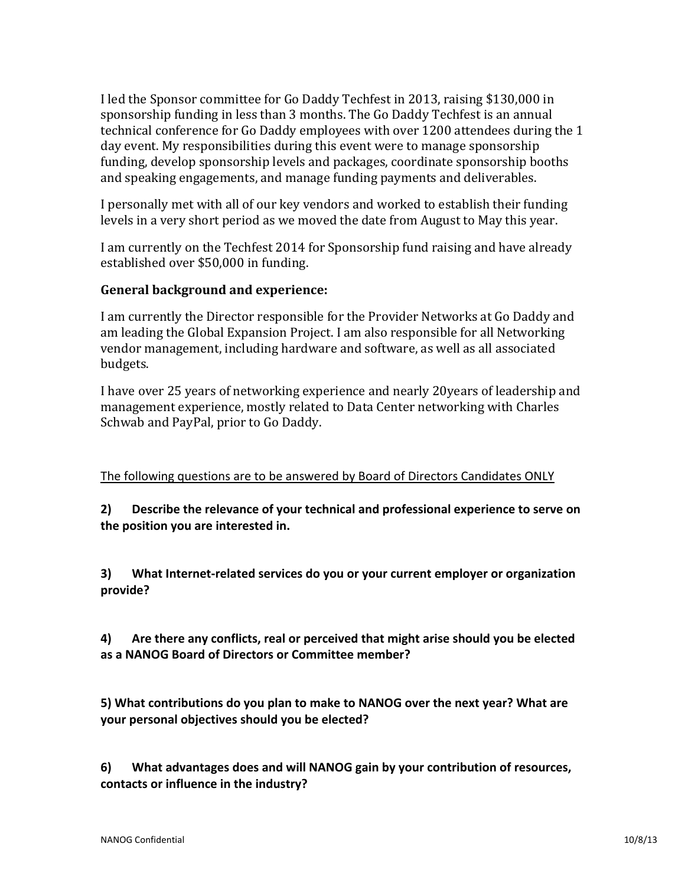I led the Sponsor committee for Go Daddy Techfest in 2013, raising $130,000 in sponsorship funding in less than 3 months. The Go Daddy Techfest is an annual technical conference for Go Daddy employees with over 1200 attendees during the 1 day event. My responsibilities during this event were to manage sponsorship funding, develop sponsorship levels and packages, coordinate sponsorship booths and speaking engagements, and manage funding payments and deliverables.

I personally met with all of our key vendors and worked to establish their funding levels in a very short period as we moved the date from August to May this year.

I am currently on the Techfest 2014 for Sponsorship fund raising and have already established over $50,000 in funding.

**General background and experience:**

I am currently the Director responsible for the Provider Networks at Go Daddy and am leading the Global Expansion Project. I am also responsible for all Networking vendor management, including hardware and software, as well as all associated budgets.

I have over 25 years of networking experience and nearly 20years of leadership and management experience, mostly related to Data Center networking with Charles Schwab and PayPal, prior to Go Daddy.

<u>The following questions are to be answered by Board of Directors Candidates ONLY</u>

**2) Describe the relevance of your technical and professional experience to serve on the position you are interested in.**

**3) What Internet-related services do you or your current employer or organization provide?**

**4) Are there any conflicts, real or perceived that might arise should you be elected as a NANOG Board of Directors or Committee member?**

**5) What contributions do you plan to make to NANOG over the next year? What are your personal objectives should you be elected?**

**6) What advantages does and will NANOG gain by your contribution of resources, contacts or influence in the industry?**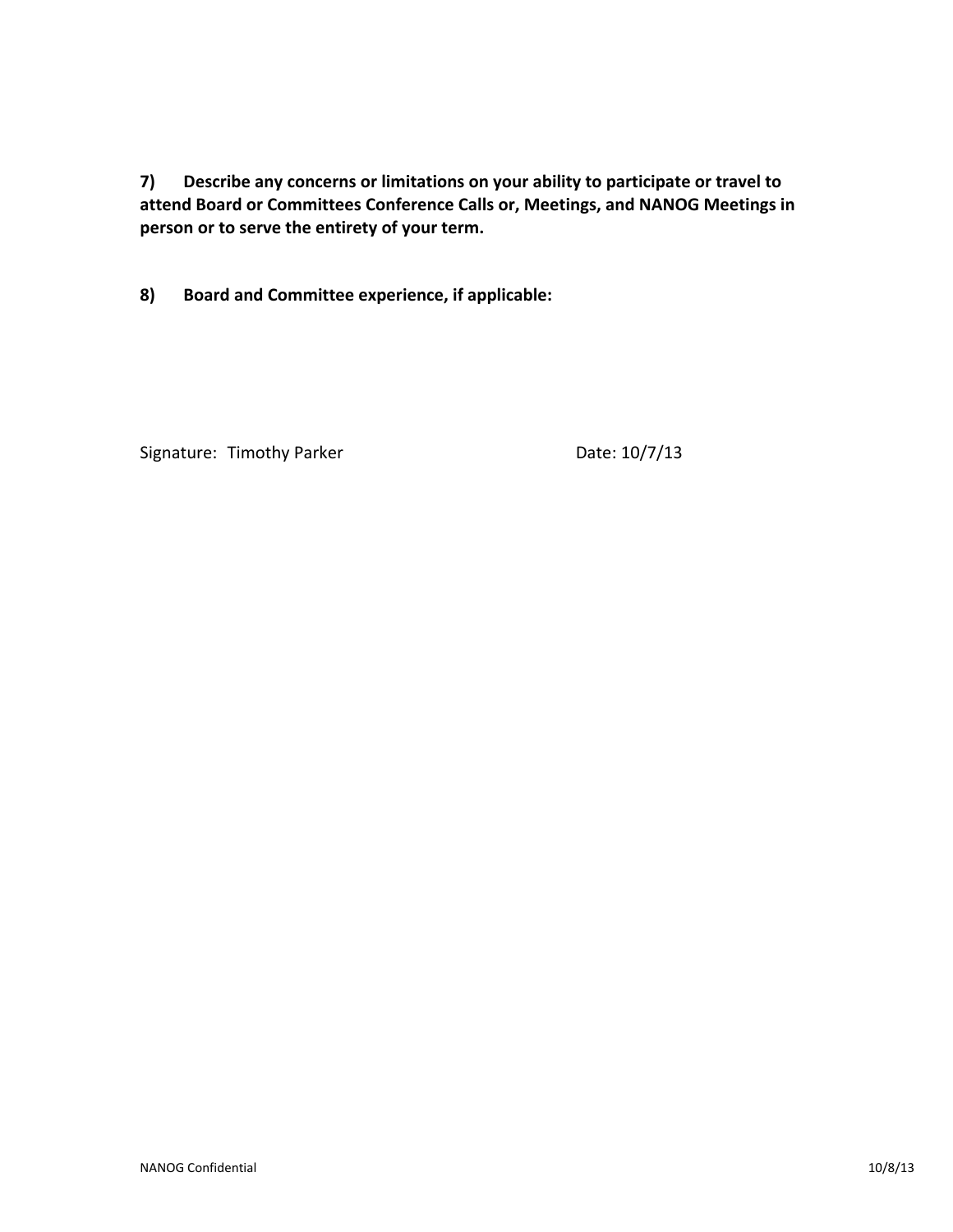**7) Describe any concerns or limitations on your ability to participate or travel to attend Board or Committees Conference Calls or, Meetings, and NANOG Meetings in person or to serve the entirety of your term.**

**8) Board and Committee experience, if applicable:**

Signature: Timothy Parker Date: 10/7/13